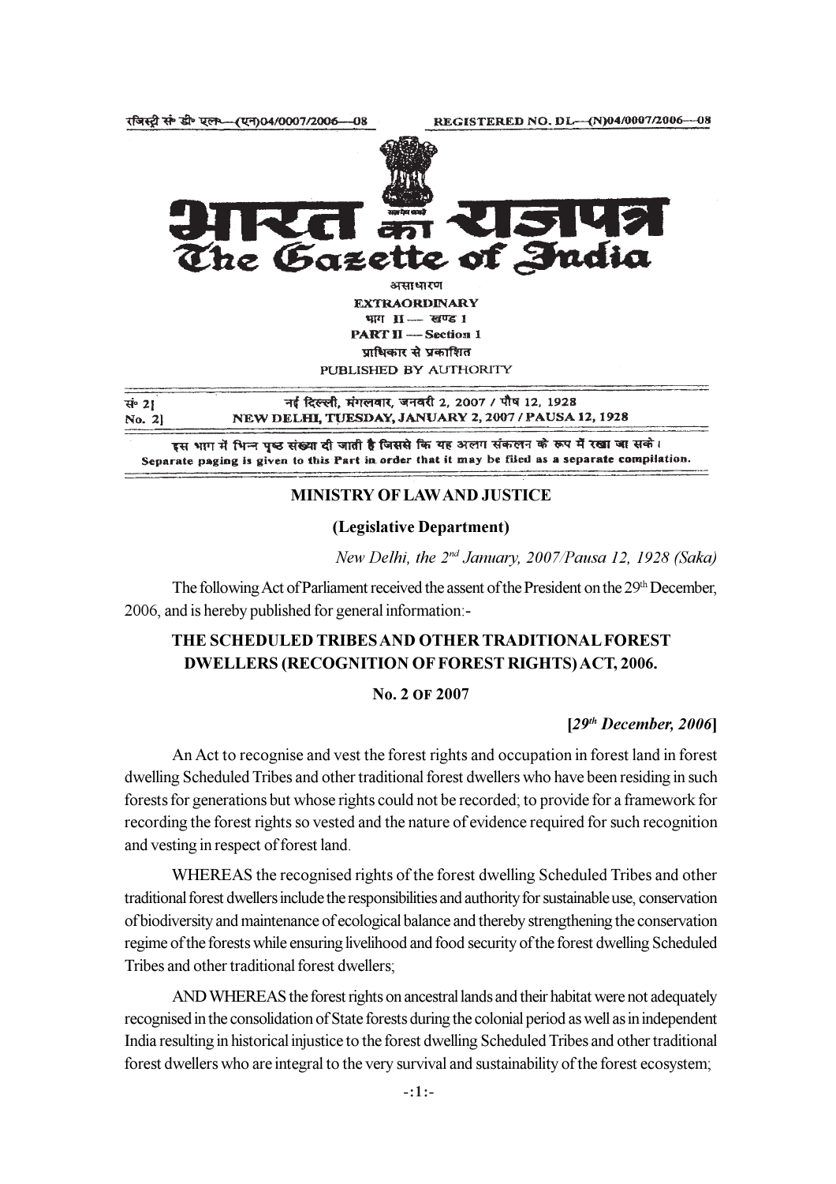रजिस्ट्री सं० डी० एल०—(एन)04/0007/2006—08 REGISTERED NO. DL—(N)04/0007/2006—08

# भारत का राजपत्र
# The Gazette of India

असाधारण
**EXTRAORDINARY**
भाग II — खण्ड 1
**PART II — Section 1**
प्राधिकार से प्रकाशित
PUBLISHED BY AUTHORITY

सं० 2] नई दिल्ली, मंगलवार, जनवरी 2, 2007 / पौष 12, 1928
No. 2] NEW DELHI, TUESDAY, JANUARY 2, 2007 / PAUSA 12, 1928

इस भाग में भिन्न पृष्ठ संख्या दी जाती है जिससे कि यह अलग संकलन के रूप में रखा जा सके।
Separate paging is given to this Part in order that it may be filed as a separate compilation.

**MINISTRY OF LAW AND JUSTICE**

**(Legislative Department)**

*New Delhi, the 2nd January, 2007/Pausa 12, 1928 (Saka)*

The following Act of Parliament received the assent of the President on the 29th December, 2006, and is hereby published for general information:-

## THE SCHEDULED TRIBES AND OTHER TRADITIONAL FOREST DWELLERS (RECOGNITION OF FOREST RIGHTS) ACT, 2006.

**No. 2 OF 2007**

**[*29th December, 2006*]**

An Act to recognise and vest the forest rights and occupation in forest land in forest dwelling Scheduled Tribes and other traditional forest dwellers who have been residing in such forests for generations but whose rights could not be recorded; to provide for a framework for recording the forest rights so vested and the nature of evidence required for such recognition and vesting in respect of forest land.

WHEREAS the recognised rights of the forest dwelling Scheduled Tribes and other traditional forest dwellers include the responsibilities and authority for sustainable use, conservation of biodiversity and maintenance of ecological balance and thereby strengthening the conservation regime of the forests while ensuring livelihood and food security of the forest dwelling Scheduled Tribes and other traditional forest dwellers;

AND WHEREAS the forest rights on ancestral lands and their habitat were not adequately recognised in the consolidation of State forests during the colonial period as well as in independent India resulting in historical injustice to the forest dwelling Scheduled Tribes and other traditional forest dwellers who are integral to the very survival and sustainability of the forest ecosystem;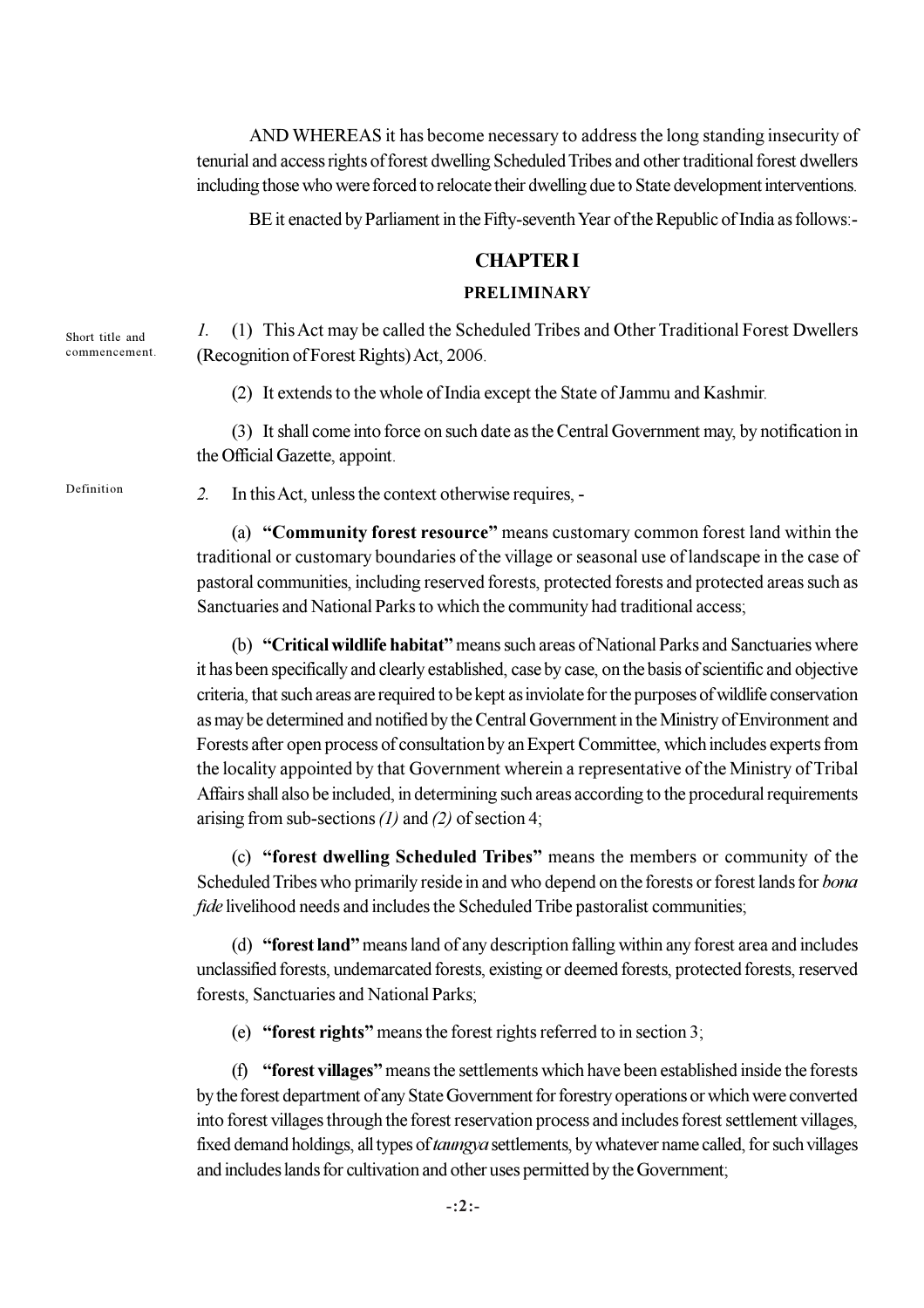AND WHEREAS it has become necessary to address the long standing insecurity of tenurial and access rights of forest dwelling Scheduled Tribes and other traditional forest dwellers including those who were forced to relocate their dwelling due to State development interventions.

BE it enacted by Parliament in the Fifty-seventh Year of the Republic of India as follows:-

## CHAPTER I

### PRELIMINARY

Short title and commencement.

*1.* (1) This Act may be called the Scheduled Tribes and Other Traditional Forest Dwellers (Recognition of Forest Rights) Act, 2006.

(2) It extends to the whole of India except the State of Jammu and Kashmir.

(3) It shall come into force on such date as the Central Government may, by notification in the Official Gazette, appoint.

Definition

*2.* In this Act, unless the context otherwise requires, -

(a) **"Community forest resource"** means customary common forest land within the traditional or customary boundaries of the village or seasonal use of landscape in the case of pastoral communities, including reserved forests, protected forests and protected areas such as Sanctuaries and National Parks to which the community had traditional access;

(b) **"Critical wildlife habitat"** means such areas of National Parks and Sanctuaries where it has been specifically and clearly established, case by case, on the basis of scientific and objective criteria, that such areas are required to be kept as inviolate for the purposes of wildlife conservation as may be determined and notified by the Central Government in the Ministry of Environment and Forests after open process of consultation by an Expert Committee, which includes experts from the locality appointed by that Government wherein a representative of the Ministry of Tribal Affairs shall also be included, in determining such areas according to the procedural requirements arising from sub-sections *(1)* and *(2)* of section 4;

(c) **"forest dwelling Scheduled Tribes"** means the members or community of the Scheduled Tribes who primarily reside in and who depend on the forests or forest lands for *bona fide* livelihood needs and includes the Scheduled Tribe pastoralist communities;

(d) **"forest land"** means land of any description falling within any forest area and includes unclassified forests, undemarcated forests, existing or deemed forests, protected forests, reserved forests, Sanctuaries and National Parks;

(e) **"forest rights"** means the forest rights referred to in section 3;

(f) **"forest villages"** means the settlements which have been established inside the forests by the forest department of any State Government for forestry operations or which were converted into forest villages through the forest reservation process and includes forest settlement villages, fixed demand holdings, all types of *taungya* settlements, by whatever name called, for such villages and includes lands for cultivation and other uses permitted by the Government;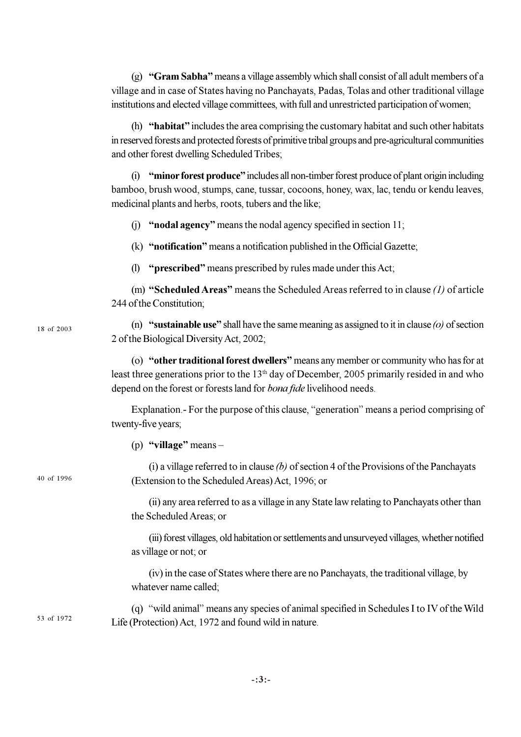(g) **"Gram Sabha"** means a village assembly which shall consist of all adult members of a village and in case of States having no Panchayats, Padas, Tolas and other traditional village institutions and elected village committees, with full and unrestricted participation of women;

(h) **"habitat"** includes the area comprising the customary habitat and such other habitats in reserved forests and protected forests of primitive tribal groups and pre-agricultural communities and other forest dwelling Scheduled Tribes;

(i) **"minor forest produce"** includes all non-timber forest produce of plant origin including bamboo, brush wood, stumps, cane, tussar, cocoons, honey, wax, lac, tendu or kendu leaves, medicinal plants and herbs, roots, tubers and the like;

(j) **"nodal agency"** means the nodal agency specified in section 11;

(k) **"notification"** means a notification published in the Official Gazette;

(l) **"prescribed"** means prescribed by rules made under this Act;

(m) **"Scheduled Areas"** means the Scheduled Areas referred to in clause *(1)* of article 244 of the Constitution;

18 of 2003

(n) **"sustainable use"** shall have the same meaning as assigned to it in clause *(o)* of section 2 of the Biological Diversity Act, 2002;

(o) **"other traditional forest dwellers"** means any member or community who has for at least three generations prior to the 13th day of December, 2005 primarily resided in and who depend on the forest or forests land for *bona fide* livelihood needs.

Explanation.- For the purpose of this clause, "generation" means a period comprising of twenty-five years;

(p) **"village"** means –

(i) a village referred to in clause *(b)* of section 4 of the Provisions of the Panchayats (Extension to the Scheduled Areas) Act, 1996; or

40 of 1996

(ii) any area referred to as a village in any State law relating to Panchayats other than the Scheduled Areas; or

(iii) forest villages, old habitation or settlements and unsurveyed villages, whether notified as village or not; or

(iv) in the case of States where there are no Panchayats, the traditional village, by whatever name called;

53 of 1972

(q) "wild animal" means any species of animal specified in Schedules I to IV of the Wild Life (Protection) Act, 1972 and found wild in nature.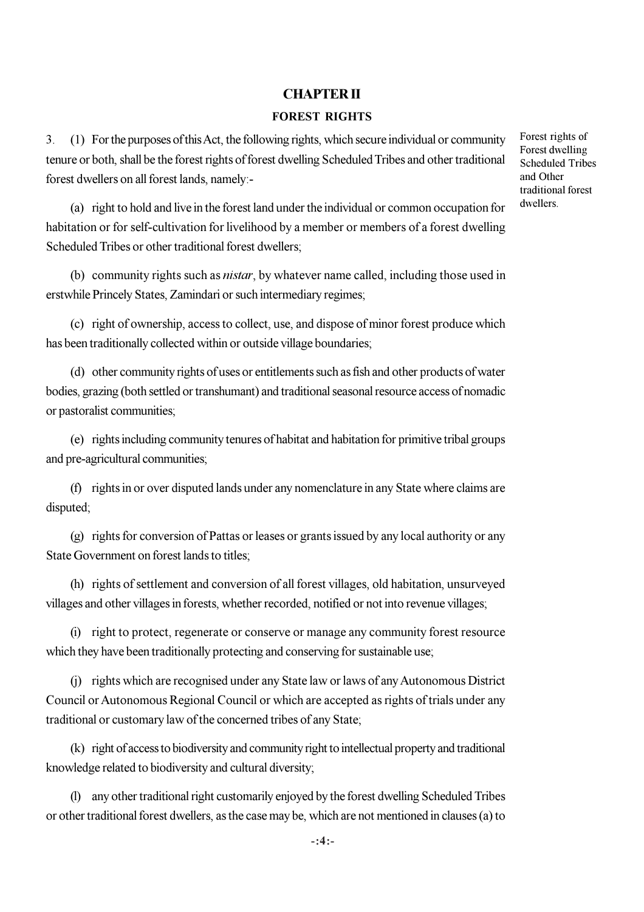## CHAPTER II

### FOREST RIGHTS

3. (1) For the purposes of this Act, the following rights, which secure individual or community tenure or both, shall be the forest rights of forest dwelling Scheduled Tribes and other traditional forest dwellers on all forest lands, namely:-

Forest rights of Forest dwelling Scheduled Tribes and Other traditional forest dwellers.

(a) right to hold and live in the forest land under the individual or common occupation for habitation or for self-cultivation for livelihood by a member or members of a forest dwelling Scheduled Tribes or other traditional forest dwellers;

(b) community rights such as *nistar*, by whatever name called, including those used in erstwhile Princely States, Zamindari or such intermediary regimes;

(c) right of ownership, access to collect, use, and dispose of minor forest produce which has been traditionally collected within or outside village boundaries;

(d) other community rights of uses or entitlements such as fish and other products of water bodies, grazing (both settled or transhumant) and traditional seasonal resource access of nomadic or pastoralist communities;

(e) rights including community tenures of habitat and habitation for primitive tribal groups and pre-agricultural communities;

(f) rights in or over disputed lands under any nomenclature in any State where claims are disputed;

(g) rights for conversion of Pattas or leases or grants issued by any local authority or any State Government on forest lands to titles;

(h) rights of settlement and conversion of all forest villages, old habitation, unsurveyed villages and other villages in forests, whether recorded, notified or not into revenue villages;

(i) right to protect, regenerate or conserve or manage any community forest resource which they have been traditionally protecting and conserving for sustainable use;

(j) rights which are recognised under any State law or laws of any Autonomous District Council or Autonomous Regional Council or which are accepted as rights of trials under any traditional or customary law of the concerned tribes of any State;

(k) right of access to biodiversity and community right to intellectual property and traditional knowledge related to biodiversity and cultural diversity;

(l) any other traditional right customarily enjoyed by the forest dwelling Scheduled Tribes or other traditional forest dwellers, as the case may be, which are not mentioned in clauses (a) to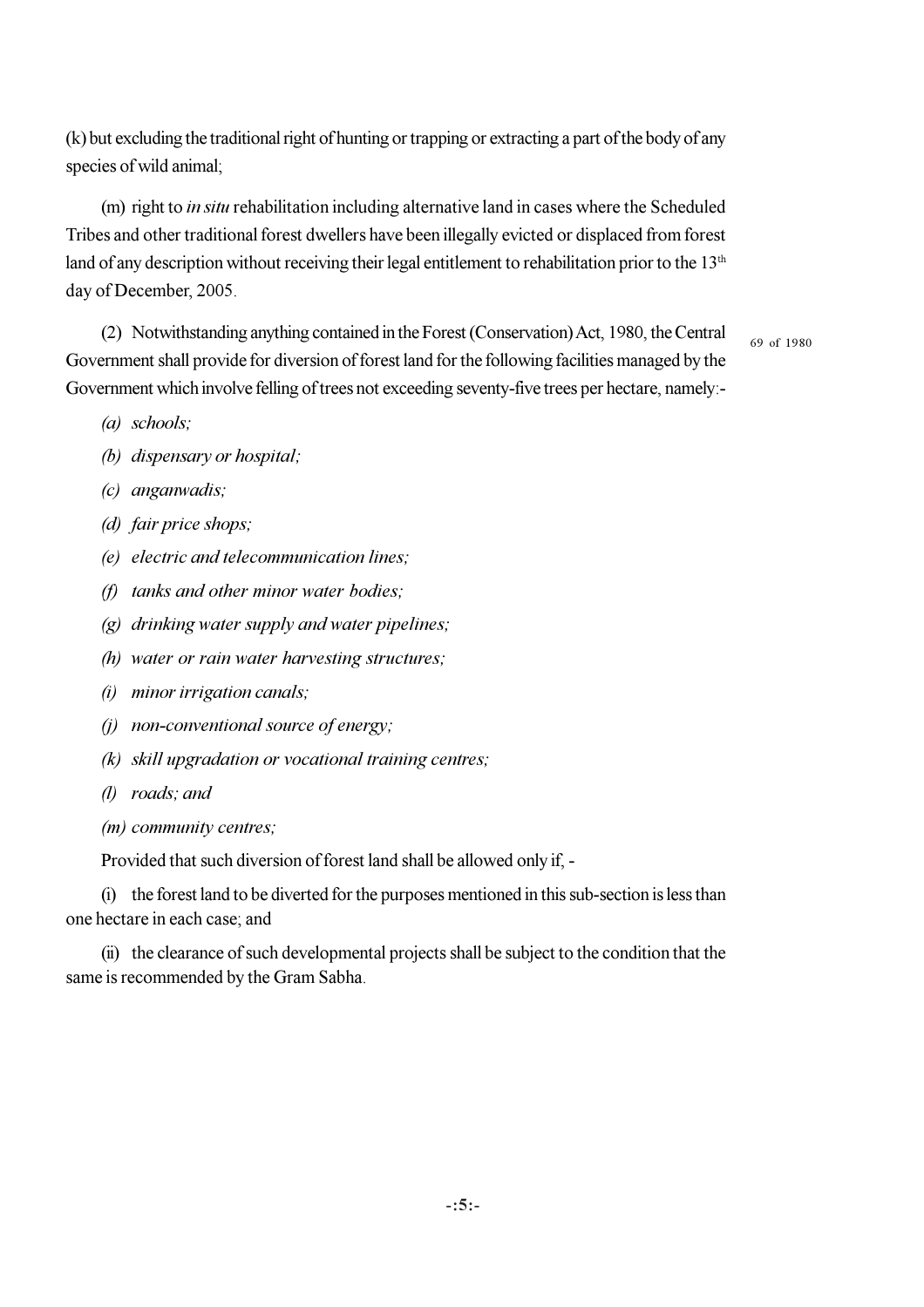(k) but excluding the traditional right of hunting or trapping or extracting a part of the body of any species of wild animal;

(m) right to *in situ* rehabilitation including alternative land in cases where the Scheduled Tribes and other traditional forest dwellers have been illegally evicted or displaced from forest land of any description without receiving their legal entitlement to rehabilitation prior to the 13th day of December, 2005.

(2) Notwithstanding anything contained in the Forest (Conservation) Act, 1980, the Central Government shall provide for diversion of forest land for the following facilities managed by the Government which involve felling of trees not exceeding seventy-five trees per hectare, namely:-

69 of 1980

*(a) schools;*

*(b) dispensary or hospital;*

*(c) anganwadis;*

*(d) fair price shops;*

*(e) electric and telecommunication lines;*

*(f) tanks and other minor water bodies;*

*(g) drinking water supply and water pipelines;*

*(h) water or rain water harvesting structures;*

*(i) minor irrigation canals;*

*(j) non-conventional source of energy;*

*(k) skill upgradation or vocational training centres;*

*(l) roads; and*

*(m) community centres;*

Provided that such diversion of forest land shall be allowed only if, -

(i) the forest land to be diverted for the purposes mentioned in this sub-section is less than one hectare in each case; and

(ii) the clearance of such developmental projects shall be subject to the condition that the same is recommended by the Gram Sabha.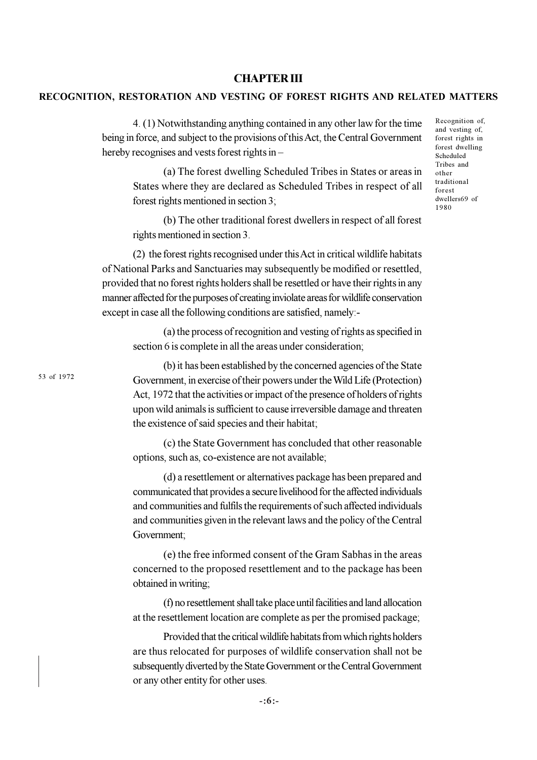## CHAPTER III

### RECOGNITION, RESTORATION AND VESTING OF FOREST RIGHTS AND RELATED MATTERS

Recognition of, and vesting of, forest rights in forest dwelling Scheduled Tribes and other traditional forest dwellers69 of 1980

4. (1) Notwithstanding anything contained in any other law for the time being in force, and subject to the provisions of this Act, the Central Government hereby recognises and vests forest rights in –

(a) The forest dwelling Scheduled Tribes in States or areas in States where they are declared as Scheduled Tribes in respect of all forest rights mentioned in section 3;

(b) The other traditional forest dwellers in respect of all forest rights mentioned in section 3.

(2) the forest rights recognised under this Act in critical wildlife habitats of National Parks and Sanctuaries may subsequently be modified or resettled, provided that no forest rights holders shall be resettled or have their rights in any manner affected for the purposes of creating inviolate areas for wildlife conservation except in case all the following conditions are satisfied, namely:-

(a) the process of recognition and vesting of rights as specified in section 6 is complete in all the areas under consideration;

53 of 1972

(b) it has been established by the concerned agencies of the State Government, in exercise of their powers under the Wild Life (Protection) Act, 1972 that the activities or impact of the presence of holders of rights upon wild animals is sufficient to cause irreversible damage and threaten the existence of said species and their habitat;

(c) the State Government has concluded that other reasonable options, such as, co-existence are not available;

(d) a resettlement or alternatives package has been prepared and communicated that provides a secure livelihood for the affected individuals and communities and fulfils the requirements of such affected individuals and communities given in the relevant laws and the policy of the Central Government;

(e) the free informed consent of the Gram Sabhas in the areas concerned to the proposed resettlement and to the package has been obtained in writing;

(f) no resettlement shall take place until facilities and land allocation at the resettlement location are complete as per the promised package;

Provided that the critical wildlife habitats from which rights holders are thus relocated for purposes of wildlife conservation shall not be subsequently diverted by the State Government or the Central Government or any other entity for other uses.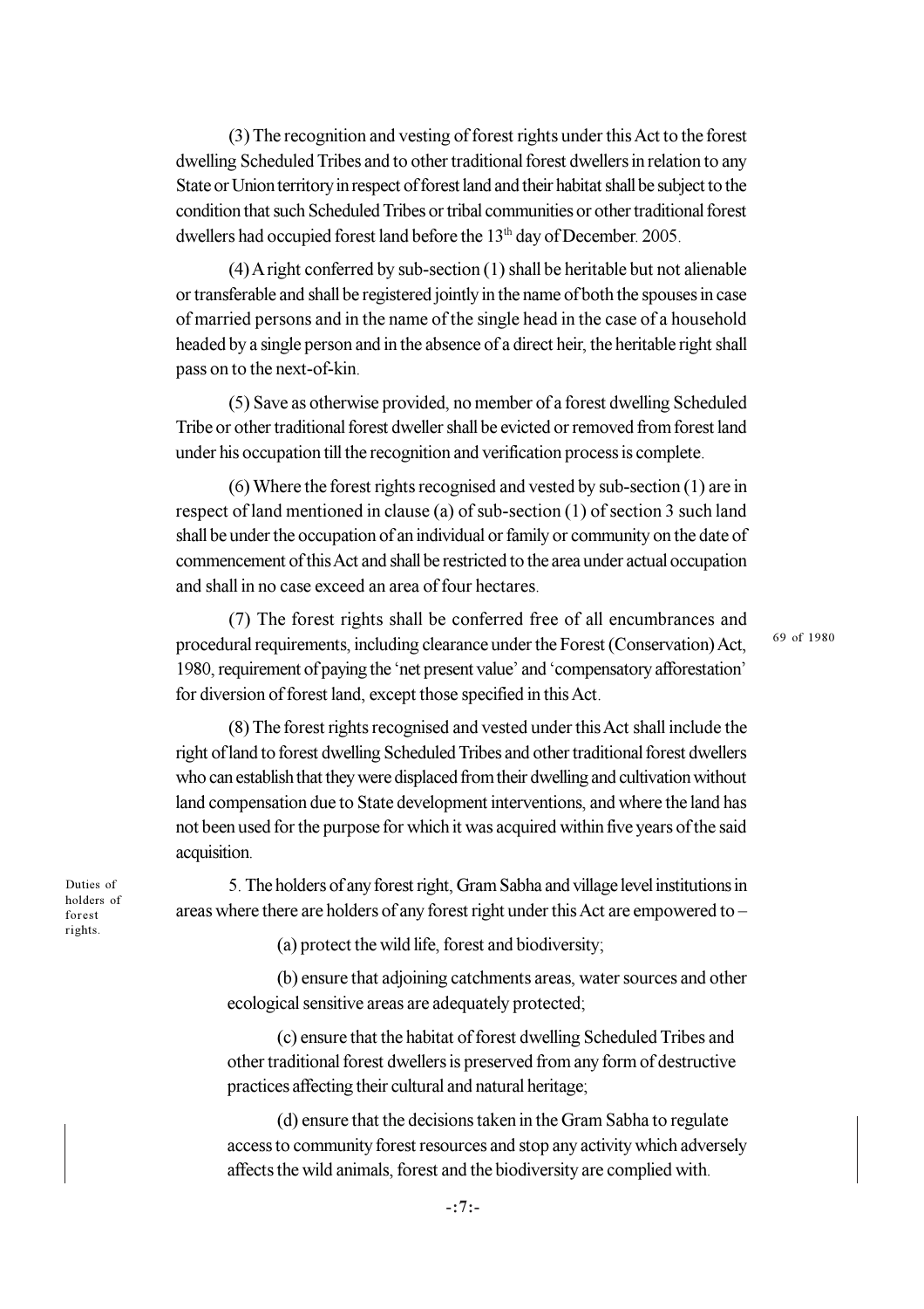(3) The recognition and vesting of forest rights under this Act to the forest dwelling Scheduled Tribes and to other traditional forest dwellers in relation to any State or Union territory in respect of forest land and their habitat shall be subject to the condition that such Scheduled Tribes or tribal communities or other traditional forest dwellers had occupied forest land before the 13th day of December. 2005.

(4) A right conferred by sub-section (1) shall be heritable but not alienable or transferable and shall be registered jointly in the name of both the spouses in case of married persons and in the name of the single head in the case of a household headed by a single person and in the absence of a direct heir, the heritable right shall pass on to the next-of-kin.

(5) Save as otherwise provided, no member of a forest dwelling Scheduled Tribe or other traditional forest dweller shall be evicted or removed from forest land under his occupation till the recognition and verification process is complete.

(6) Where the forest rights recognised and vested by sub-section (1) are in respect of land mentioned in clause (a) of sub-section (1) of section 3 such land shall be under the occupation of an individual or family or community on the date of commencement of this Act and shall be restricted to the area under actual occupation and shall in no case exceed an area of four hectares.

(7) The forest rights shall be conferred free of all encumbrances and procedural requirements, including clearance under the Forest (Conservation) Act, 1980, requirement of paying the 'net present value' and 'compensatory afforestation' for diversion of forest land, except those specified in this Act.

69 of 1980

(8) The forest rights recognised and vested under this Act shall include the right of land to forest dwelling Scheduled Tribes and other traditional forest dwellers who can establish that they were displaced from their dwelling and cultivation without land compensation due to State development interventions, and where the land has not been used for the purpose for which it was acquired within five years of the said acquisition.

Duties of holders of forest rights.

5. The holders of any forest right, Gram Sabha and village level institutions in areas where there are holders of any forest right under this Act are empowered to –

(a) protect the wild life, forest and biodiversity;

(b) ensure that adjoining catchments areas, water sources and other ecological sensitive areas are adequately protected;

(c) ensure that the habitat of forest dwelling Scheduled Tribes and other traditional forest dwellers is preserved from any form of destructive practices affecting their cultural and natural heritage;

(d) ensure that the decisions taken in the Gram Sabha to regulate access to community forest resources and stop any activity which adversely affects the wild animals, forest and the biodiversity are complied with.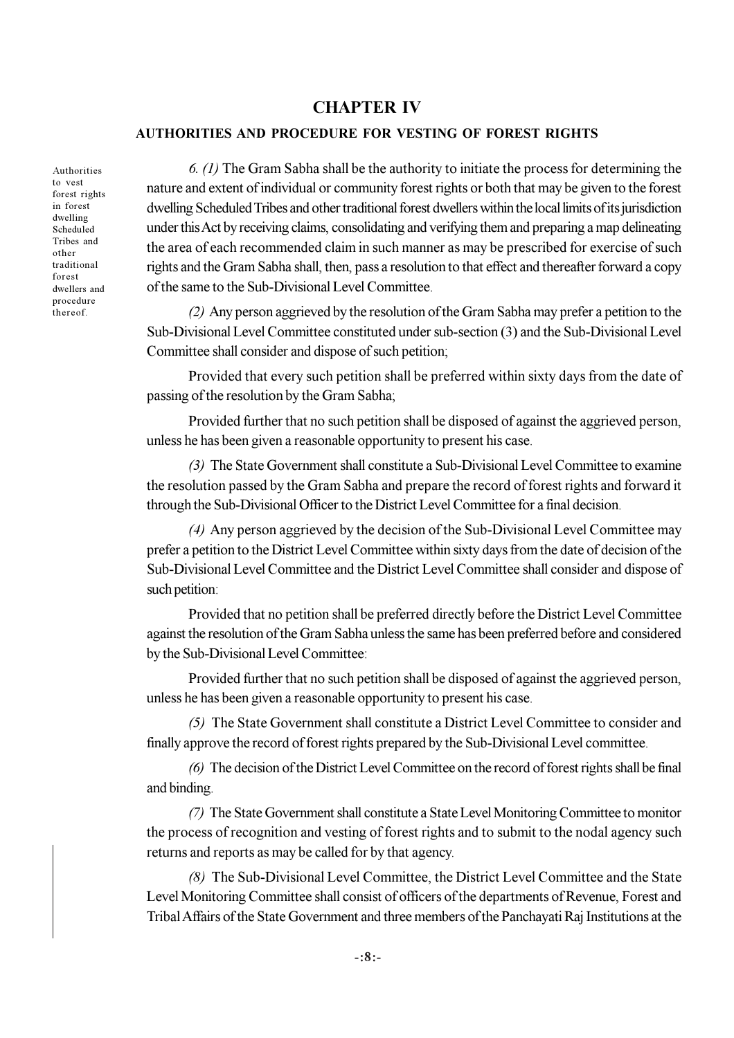## CHAPTER IV

### AUTHORITIES AND PROCEDURE FOR VESTING OF FOREST RIGHTS

Authorities to vest forest rights in forest dwelling Scheduled Tribes and other traditional forest dwellers and procedure thereof.

*6. (1)* The Gram Sabha shall be the authority to initiate the process for determining the nature and extent of individual or community forest rights or both that may be given to the forest dwelling Scheduled Tribes and other traditional forest dwellers within the local limits of its jurisdiction under this Act by receiving claims, consolidating and verifying them and preparing a map delineating the area of each recommended claim in such manner as may be prescribed for exercise of such rights and the Gram Sabha shall, then, pass a resolution to that effect and thereafter forward a copy of the same to the Sub-Divisional Level Committee.

*(2)* Any person aggrieved by the resolution of the Gram Sabha may prefer a petition to the Sub-Divisional Level Committee constituted under sub-section (3) and the Sub-Divisional Level Committee shall consider and dispose of such petition;

Provided that every such petition shall be preferred within sixty days from the date of passing of the resolution by the Gram Sabha;

Provided further that no such petition shall be disposed of against the aggrieved person, unless he has been given a reasonable opportunity to present his case.

*(3)* The State Government shall constitute a Sub-Divisional Level Committee to examine the resolution passed by the Gram Sabha and prepare the record of forest rights and forward it through the Sub-Divisional Officer to the District Level Committee for a final decision.

*(4)* Any person aggrieved by the decision of the Sub-Divisional Level Committee may prefer a petition to the District Level Committee within sixty days from the date of decision of the Sub-Divisional Level Committee and the District Level Committee shall consider and dispose of such petition:

Provided that no petition shall be preferred directly before the District Level Committee against the resolution of the Gram Sabha unless the same has been preferred before and considered by the Sub-Divisional Level Committee:

Provided further that no such petition shall be disposed of against the aggrieved person, unless he has been given a reasonable opportunity to present his case.

*(5)* The State Government shall constitute a District Level Committee to consider and finally approve the record of forest rights prepared by the Sub-Divisional Level committee.

*(6)* The decision of the District Level Committee on the record of forest rights shall be final and binding.

*(7)* The State Government shall constitute a State Level Monitoring Committee to monitor the process of recognition and vesting of forest rights and to submit to the nodal agency such returns and reports as may be called for by that agency.

*(8)* The Sub-Divisional Level Committee, the District Level Committee and the State Level Monitoring Committee shall consist of officers of the departments of Revenue, Forest and Tribal Affairs of the State Government and three members of the Panchayati Raj Institutions at the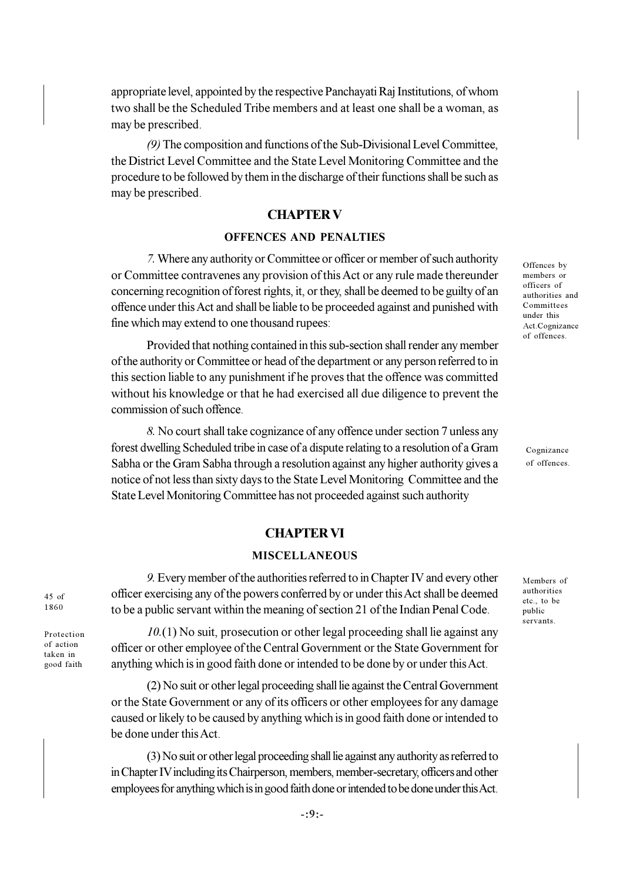appropriate level, appointed by the respective Panchayati Raj Institutions, of whom two shall be the Scheduled Tribe members and at least one shall be a woman, as may be prescribed.

*(9)* The composition and functions of the Sub-Divisional Level Committee, the District Level Committee and the State Level Monitoring Committee and the procedure to be followed by them in the discharge of their functions shall be such as may be prescribed.

## CHAPTER V

### OFFENCES AND PENALTIES

*Offences by members or officers of authorities and Committees under this Act.Cognizance of offences.*

*7.* Where any authority or Committee or officer or member of such authority or Committee contravenes any provision of this Act or any rule made thereunder concerning recognition of forest rights, it, or they, shall be deemed to be guilty of an offence under this Act and shall be liable to be proceeded against and punished with fine which may extend to one thousand rupees:

Provided that nothing contained in this sub-section shall render any member of the authority or Committee or head of the department or any person referred to in this section liable to any punishment if he proves that the offence was committed without his knowledge or that he had exercised all due diligence to prevent the commission of such offence.

*Cognizance of offences.*

*8.* No court shall take cognizance of any offence under section 7 unless any forest dwelling Scheduled tribe in case of a dispute relating to a resolution of a Gram Sabha or the Gram Sabha through a resolution against any higher authority gives a notice of not less than sixty days to the State Level Monitoring Committee and the State Level Monitoring Committee has not proceeded against such authority

## CHAPTER VI

### MISCELLANEOUS

*Members of authorities etc., to be public servants.*

*9.* Every member of the authorities referred to in Chapter IV and every other officer exercising any of the powers conferred by or under this Act shall be deemed to be a public servant within the meaning of section 21 of the Indian Penal Code. *(45 of 1860)*

*Protection of action taken in good faith*

*10.*(1) No suit, prosecution or other legal proceeding shall lie against any officer or other employee of the Central Government or the State Government for anything which is in good faith done or intended to be done by or under this Act.

(2) No suit or other legal proceeding shall lie against the Central Government or the State Government or any of its officers or other employees for any damage caused or likely to be caused by anything which is in good faith done or intended to be done under this Act.

(3) No suit or other legal proceeding shall lie against any authority as referred to in Chapter IV including its Chairperson, members, member-secretary, officers and other employees for anything which is in good faith done or intended to be done under this Act.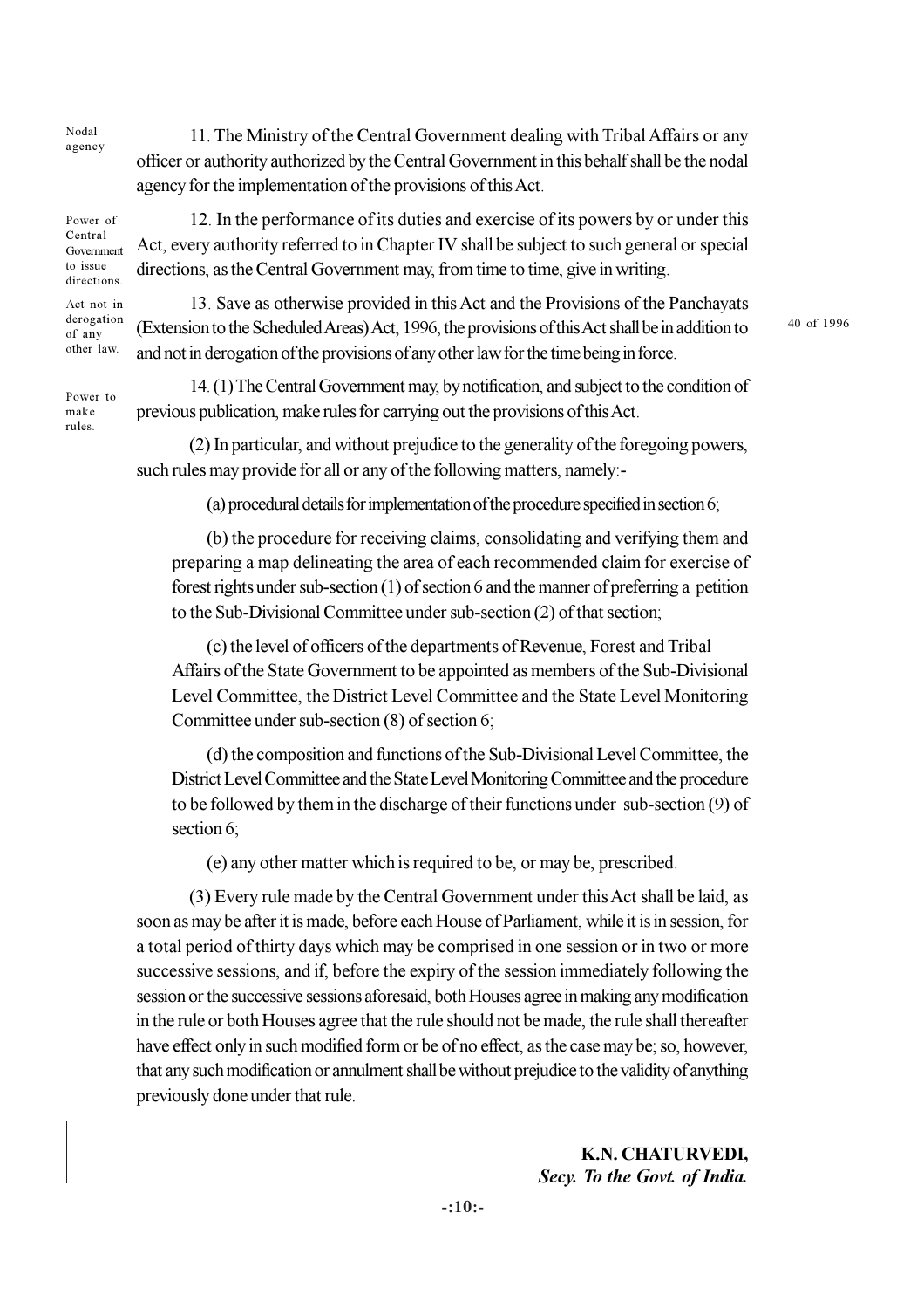Nodal agency

11. The Ministry of the Central Government dealing with Tribal Affairs or any officer or authority authorized by the Central Government in this behalf shall be the nodal agency for the implementation of the provisions of this Act.

Power of Central Government to issue directions.

12. In the performance of its duties and exercise of its powers by or under this Act, every authority referred to in Chapter IV shall be subject to such general or special directions, as the Central Government may, from time to time, give in writing.

Act not in derogation of any other law.

13. Save as otherwise provided in this Act and the Provisions of the Panchayats (Extension to the Scheduled Areas) Act, 1996, the provisions of this Act shall be in addition to and not in derogation of the provisions of any other law for the time being in force.

40 of 1996

Power to make rules.

14. (1) The Central Government may, by notification, and subject to the condition of previous publication, make rules for carrying out the provisions of this Act.

(2) In particular, and without prejudice to the generality of the foregoing powers, such rules may provide for all or any of the following matters, namely:-

(a) procedural details for implementation of the procedure specified in section 6;

(b) the procedure for receiving claims, consolidating and verifying them and preparing a map delineating the area of each recommended claim for exercise of forest rights under sub-section (1) of section 6 and the manner of preferring a petition to the Sub-Divisional Committee under sub-section (2) of that section;

(c) the level of officers of the departments of Revenue, Forest and Tribal Affairs of the State Government to be appointed as members of the Sub-Divisional Level Committee, the District Level Committee and the State Level Monitoring Committee under sub-section (8) of section 6;

(d) the composition and functions of the Sub-Divisional Level Committee, the District Level Committee and the State Level Monitoring Committee and the procedure to be followed by them in the discharge of their functions under sub-section (9) of section 6;

(e) any other matter which is required to be, or may be, prescribed.

(3) Every rule made by the Central Government under this Act shall be laid, as soon as may be after it is made, before each House of Parliament, while it is in session, for a total period of thirty days which may be comprised in one session or in two or more successive sessions, and if, before the expiry of the session immediately following the session or the successive sessions aforesaid, both Houses agree in making any modification in the rule or both Houses agree that the rule should not be made, the rule shall thereafter have effect only in such modified form or be of no effect, as the case may be; so, however, that any such modification or annulment shall be without prejudice to the validity of anything previously done under that rule.

**K.N. CHATURVEDI,**
***Secy. To the Govt. of India.***